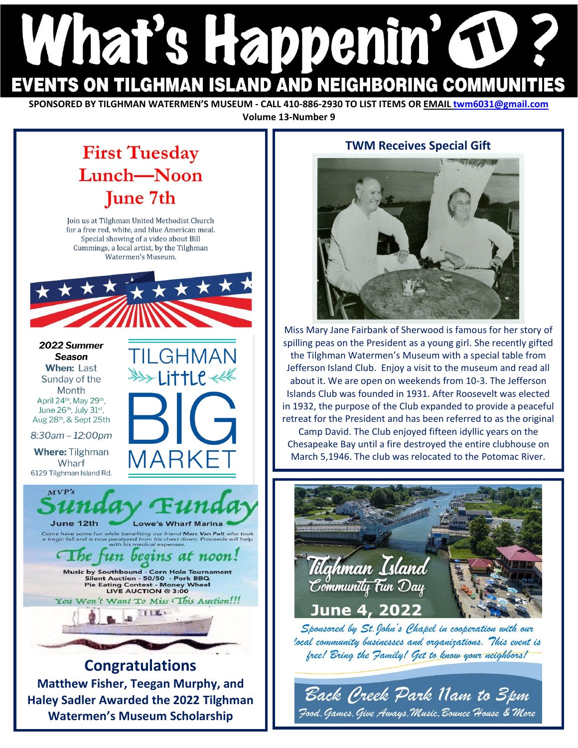# What's Happenin' TI ?

## EVENTS ON TILGHMAN ISLAND AND NEIGHBORING COMMUNITIES

**SPONSORED BY TILGHMAN WATERMEN'S MUSEUM - CALL 410-886-2930 TO LIST ITEMS OR EMAIL twm6031@gmail.com**

**Volume 13-Number 9**

## First Tuesday Lunch—Noon June 7th

Join us at Tilghman United Methodist Church for a free red, white, and blue American meal. Special showing of a video about Bill Cummings, a local artist, by the Tilghman Watermen's Museum.

## TILGHMAN Little BIG MARKET

***2022 Summer Season***

**When:** Last Sunday of the Month

April 24th, May 29th, June 26th, July 31st, Aug 28th, & Sept 25th

*8:30am – 12:00pm*

**Where:** Tilghman Wharf
6129 Tilghman Island Rd.

## MVP's Sunday Funday

June 12th — Lowe's Wharf Marina

*Come have some fun while benefiting our friend **Marc Van Pelt** who took a tragic fall and is now paralyzed from his chest down. Proceeds will help with his medical expenses.*

*The fun begins at noon!*

**Music by Southbound - Corn Hole Tournament**
**Silent Auction - 50/50 - Pork BBQ**
**Pie Eating Contest - Money Wheel**
**LIVE AUCTION @ 3:00**

*You Won't Want To Miss This Auction!!!*

## Congratulations

**Matthew Fisher, Teegan Murphy, and Haley Sadler Awarded the 2022 Tilghman Watermen's Museum Scholarship**

## TWM Receives Special Gift

Miss Mary Jane Fairbank of Sherwood is famous for her story of spilling peas on the President as a young girl. She recently gifted the Tilghman Watermen's Museum with a special table from Jefferson Island Club. Enjoy a visit to the museum and read all about it. We are open on weekends from 10-3. The Jefferson Islands Club was founded in 1931. After Roosevelt was elected in 1932, the purpose of the Club expanded to provide a peaceful retreat for the President and has been referred to as the original Camp David. The Club enjoyed fifteen idyllic years on the Chesapeake Bay until a fire destroyed the entire clubhouse on March 5,1946. The club was relocated to the Potomac River.

## Tilghman Island Community Fun Day

**June 4, 2022**

*Sponsored by St. John's Chapel in cooperation with our local community businesses and organizations. This event is free! Bring the Family! Get to know your neighbors!*

*Back Creek Park 11am to 3pm*

*Food, Games, Give Aways, Music, Bounce House & More*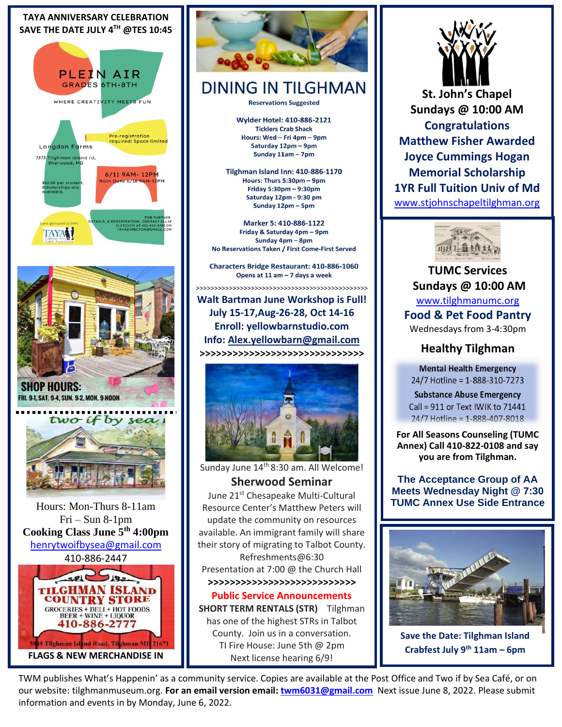**TAYA ANNIVERSARY CELEBRATION**
**SAVE THE DATE JULY 4TH @TES 10:45**

PLEIN AIR
GRADES 6TH-8TH

WHERE CREATIVITY MEETS FUN

Pre-registration required! Space limited

Langdon Farms
7373 Tilghman island rd, Sherwood, MD

6/11 9AM- 12PM
Rain Date 6/18 9AM-12PM

$10.00 per student. Scholarships are available.

Event sponsored by TAYA

FOR FURTHER DETAILS, & REGISTRATION, CONTACT ELLIE FLETCHER AT 410-443-4785 OR TAYADIRECTOR@GMAIL.COM

**SHOP HOURS:**
**FRI. 9-1, SAT. 9-4, SUN. 9-2, MON. 9-NOON**

*two if by sea*

Hours: Mon-Thurs 8-11am
Fri – Sun 8-1pm
**Cooking Class June 5th 4:00pm**
henrytwoifbysea@gmail.com
410-886-2447

TILGHMAN ISLAND COUNTRY STORE
GROCERIES + DELI + HOT FOODS
BEER + WINE + LIQUOR
410-886-2777
5949 Tilghman Island Road, Tilghman MD 21671

**FLAGS & NEW MERCHANDISE IN**

# DINING IN TILGHMAN

**Reservations Suggested**

**Wylder Hotel: 410-886-2121**
Ticklers Crab Shack
Hours: Wed – Fri 4pm – 9pm
Saturday 12pm – 9pm
Sunday 11am – 7pm

**Tilghman Island Inn: 410-886-1170**
Hours: Thurs 5:30pm – 9pm
Friday 5:30pm – 9:30pm
Saturday 12pm - 9:30 pm
Sunday 12pm – 5pm

**Marker 5: 410-886-1122**
Friday & Saturday 4pm – 9pm
Sunday 4pm – 8pm
No Reservations Taken / First Come-First Served

**Characters Bridge Restaurant: 410-886-1060**
Opens at 11 am – 7 days a week

>>>>>>>>>>>>>>>>>>>>>>>>>>>>>>>>>>>>>>>>>>>>>>>>>

**Walt Bartman June Workshop is Full!**
**July 15-17,Aug-26-28, Oct 14-16**
**Enroll: yellowbarnstudio.com**
**Info: Alex.yellowbarn@gmail.com**
**>>>>>>>>>>>>>>>>>>>>>>>>>>>>>>**

Sunday June 14th 8:30 am. All Welcome!

## Sherwood Seminar

June 21st Chesapeake Multi-Cultural Resource Center's Matthew Peters will update the community on resources available. An immigrant family will share their story of migrating to Talbot County.
Refreshments@6:30
Presentation at 7:00 @ the Church Hall
**>>>>>>>>>>>>>>>>>>>>>>>>>>>>**

**Public Service Announcements**

**SHORT TERM RENTALS (STR)** Tilghman has one of the highest STRs in Talbot County. Join us in a conversation.
TI Fire House: June 5th @ 2pm
Next license hearing 6/9!

**St. John's Chapel**
**Sundays @ 10:00 AM**
**Congratulations**
**Matthew Fisher Awarded**
**Joyce Cummings Hogan**
**Memorial Scholarship**
**1YR Full Tuition Univ of Md**
www.stjohnschapeltilghman.org

**TUMC Services**
**Sundays @ 10:00 AM**
www.tilghmanumc.org
**Food & Pet Food Pantry**
Wednesdays from 3-4:30pm

**Healthy Tilghman**

**Mental Health Emergency**
24/7 Hotline = 1-888-310-7273
**Substance Abuse Emergency**
Call = 911 or Text IWIK to 71441
24/7 Hotline = 1-888-407-8018

**For All Seasons Counseling (TUMC Annex) Call 410-822-0108 and say you are from Tilghman.**

**The Acceptance Group of AA**
**Meets Wednesday Night @ 7:30**
**TUMC Annex Use Side Entrance**

**Save the Date: Tilghman Island Crabfest July 9th 11am – 6pm**

TWM publishes What's Happenin' as a community service. Copies are available at the Post Office and Two if by Sea Café, or on our website: tilghmanmuseum.org. **For an email version email: twm6031@gmail.com** Next issue June 8, 2022. Please submit information and events in by Monday, June 6, 2022.